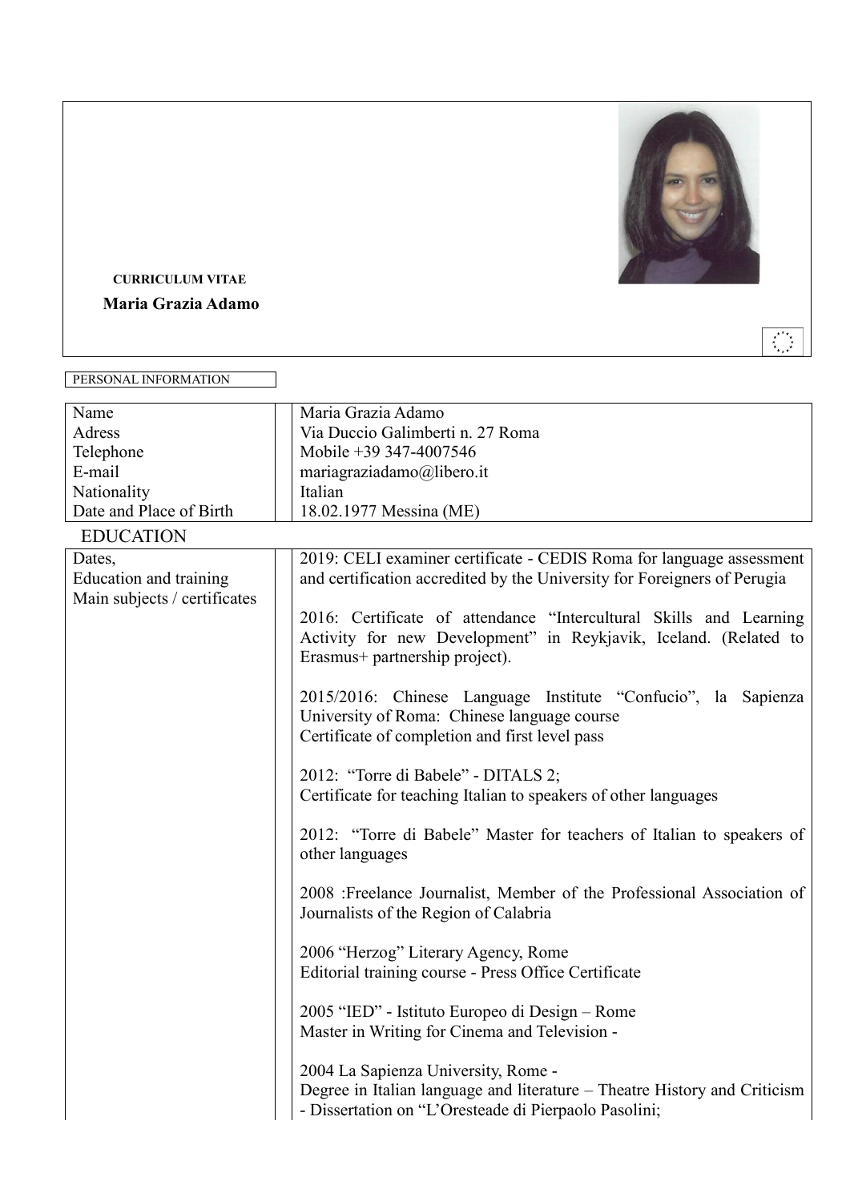**CURRICULUM VITAE**

**Maria Grazia Adamo**

PERSONAL INFORMATION

| | |
|---|---|
| Name | Maria Grazia Adamo |
| Adress | Via Duccio Galimberti n. 27 Roma |
| Telephone | Mobile +39 347-4007546 |
| E-mail | mariagraziadamo@libero.it |
| Nationality | Italian |
| Date and Place of Birth | 18.02.1977 Messina (ME) |

## EDUCATION

| | |
|---|---|
| Dates,<br>Education and training<br>Main subjects / certificates | 2019: CELI examiner certificate - CEDIS Roma for language assessment and certification accredited by the University for Foreigners of Perugia<br><br>2016: Certificate of attendance "Intercultural Skills and Learning Activity for new Development" in Reykjavik, Iceland. (Related to Erasmus+ partnership project).<br><br>2015/2016: Chinese Language Institute "Confucio", la Sapienza University of Roma: Chinese language course<br>Certificate of completion and first level pass<br><br>2012: "Torre di Babele" - DITALS 2;<br>Certificate for teaching Italian to speakers of other languages<br><br>2012: "Torre di Babele" Master for teachers of Italian to speakers of other languages<br><br>2008 :Freelance Journalist, Member of the Professional Association of Journalists of the Region of Calabria<br><br>2006 "Herzog" Literary Agency, Rome<br>Editorial training course - Press Office Certificate<br><br>2005 "IED" - Istituto Europeo di Design – Rome<br>Master in Writing for Cinema and Television -<br><br>2004 La Sapienza University, Rome -<br>Degree in Italian language and literature – Theatre History and Criticism - Dissertation on "L'Oresteade di Pierpaolo Pasolini; |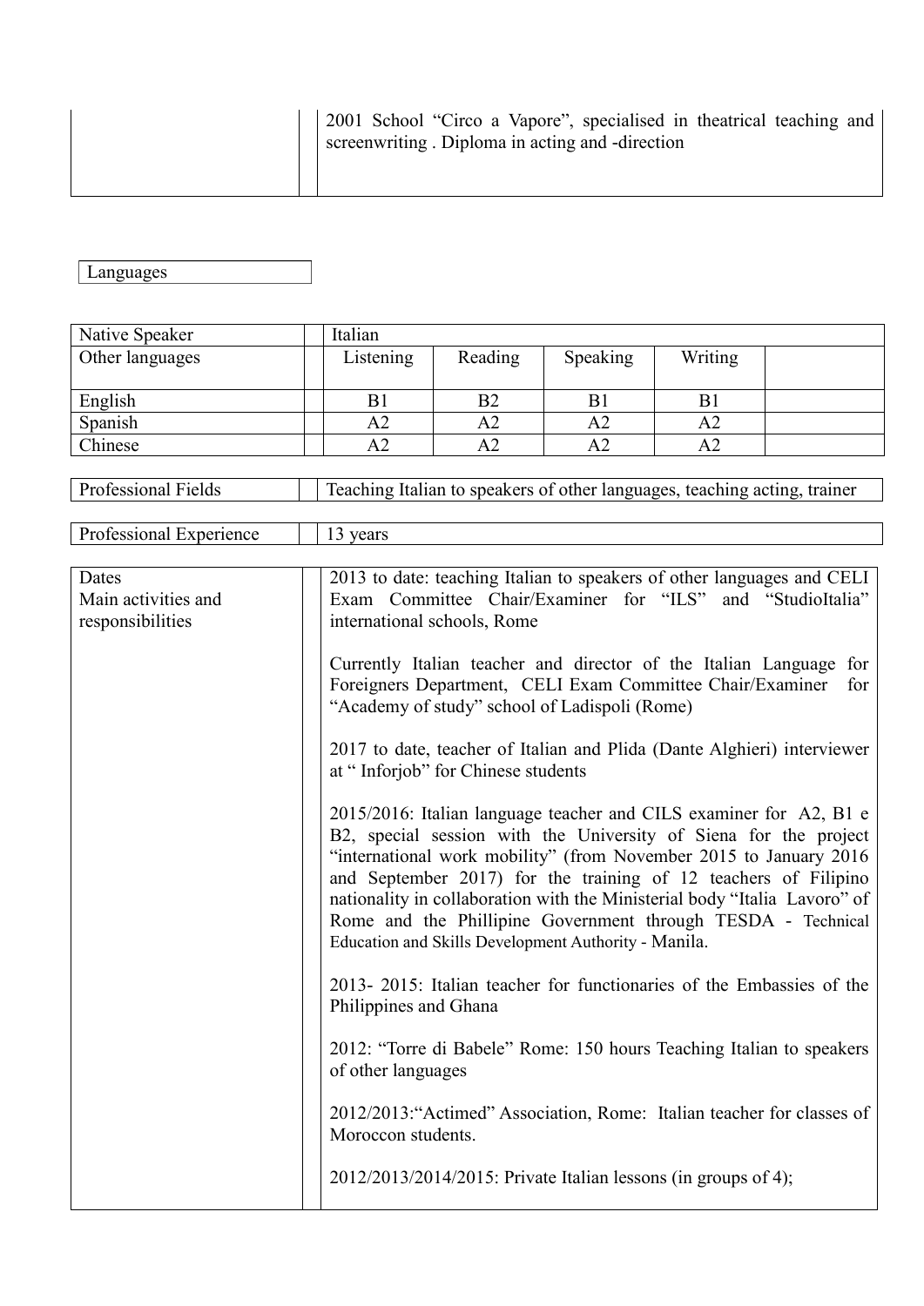| | |
|---|---|
| | 2001 School “Circo a Vapore”, specialised in theatrical teaching and screenwriting . Diploma in acting and -direction |

Languages

| | | | | | |
|---|---|---|---|---|---|
| Native Speaker | Italian | | | | |
| Other languages | Listening | Reading | Speaking | Writing | |
| English | B1 | B2 | B1 | B1 | |
| Spanish | A2 | A2 | A2 | A2 | |
| Chinese | A2 | A2 | A2 | A2 | |

| | |
|---|---|
| Professional Fields | Teaching Italian to speakers of other languages, teaching acting, trainer |

| | |
|---|---|
| Professional Experience | 13 years |

| | |
|---|---|
| Dates<br>Main activities and responsibilities | 2013 to date: teaching Italian to speakers of other languages and CELI Exam Committee Chair/Examiner for “ILS” and “StudioItalia” international schools, Rome<br><br>Currently Italian teacher and director of the Italian Language for Foreigners Department, CELI Exam Committee Chair/Examiner for “Academy of study” school of Ladispoli (Rome)<br><br>2017 to date, teacher of Italian and Plida (Dante Alghieri) interviewer at “ Inforjob” for Chinese students<br><br>2015/2016: Italian language teacher and CILS examiner for A2, B1 e B2, special session with the University of Siena for the project “international work mobility” (from November 2015 to January 2016 and September 2017) for the training of 12 teachers of Filipino nationality in collaboration with the Ministerial body “Italia Lavoro” of Rome and the Phillipine Government through TESDA - Technical Education and Skills Development Authority - Manila.<br><br>2013- 2015: Italian teacher for functionaries of the Embassies of the Philippines and Ghana<br><br>2012: “Torre di Babele” Rome: 150 hours Teaching Italian to speakers of other languages<br><br>2012/2013:“Actimed” Association, Rome: Italian teacher for classes of Moroccon students.<br><br>2012/2013/2014/2015: Private Italian lessons (in groups of 4); |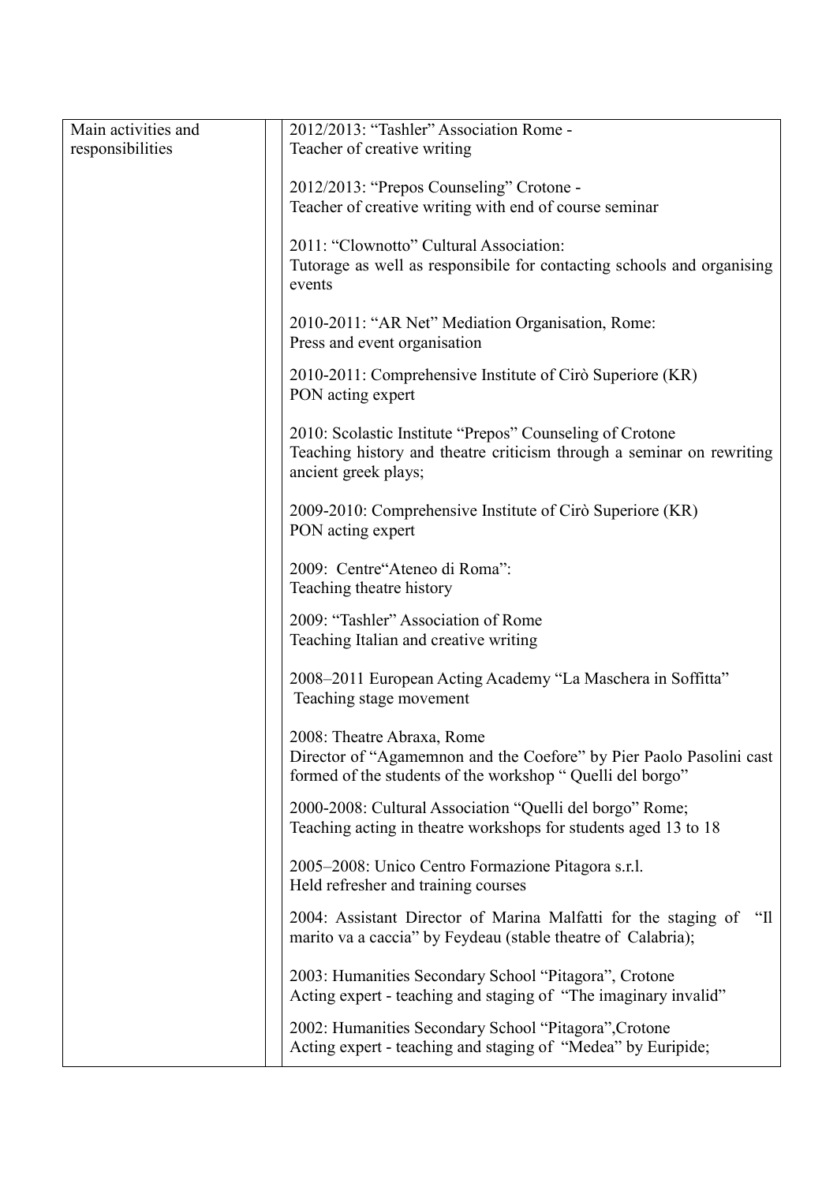| | |
|---|---|
| Main activities and responsibilities | 2012/2013: “Tashler” Association Rome -<br>Teacher of creative writing<br><br>2012/2013: “Prepos Counseling” Crotone -<br>Teacher of creative writing with end of course seminar<br><br>2011: “Clownotto” Cultural Association:<br>Tutorage as well as responsibile for contacting schools and organising events<br><br>2010-2011: “AR Net” Mediation Organisation, Rome:<br>Press and event organisation<br><br>2010-2011: Comprehensive Institute of Cirò Superiore (KR)<br>PON acting expert<br><br>2010: Scolastic Institute “Prepos” Counseling of Crotone<br>Teaching history and theatre criticism through a seminar on rewriting ancient greek plays;<br><br>2009-2010: Comprehensive Institute of Cirò Superiore (KR)<br>PON acting expert<br><br>2009: Centre“Ateneo di Roma”:<br>Teaching theatre history<br><br>2009: “Tashler” Association of Rome<br>Teaching Italian and creative writing<br><br>2008–2011 European Acting Academy “La Maschera in Soffitta”<br>Teaching stage movement<br><br>2008: Theatre Abraxa, Rome<br>Director of “Agamemnon and the Coefore” by Pier Paolo Pasolini cast formed of the students of the workshop “ Quelli del borgo”<br><br>2000-2008: Cultural Association “Quelli del borgo” Rome;<br>Teaching acting in theatre workshops for students aged 13 to 18<br><br>2005–2008: Unico Centro Formazione Pitagora s.r.l.<br>Held refresher and training courses<br><br>2004: Assistant Director of Marina Malfatti for the staging of “Il marito va a caccia” by Feydeau (stable theatre of Calabria);<br><br>2003: Humanities Secondary School “Pitagora”, Crotone<br>Acting expert - teaching and staging of “The imaginary invalid”<br><br>2002: Humanities Secondary School “Pitagora”,Crotone<br>Acting expert - teaching and staging of “Medea” by Euripide; |